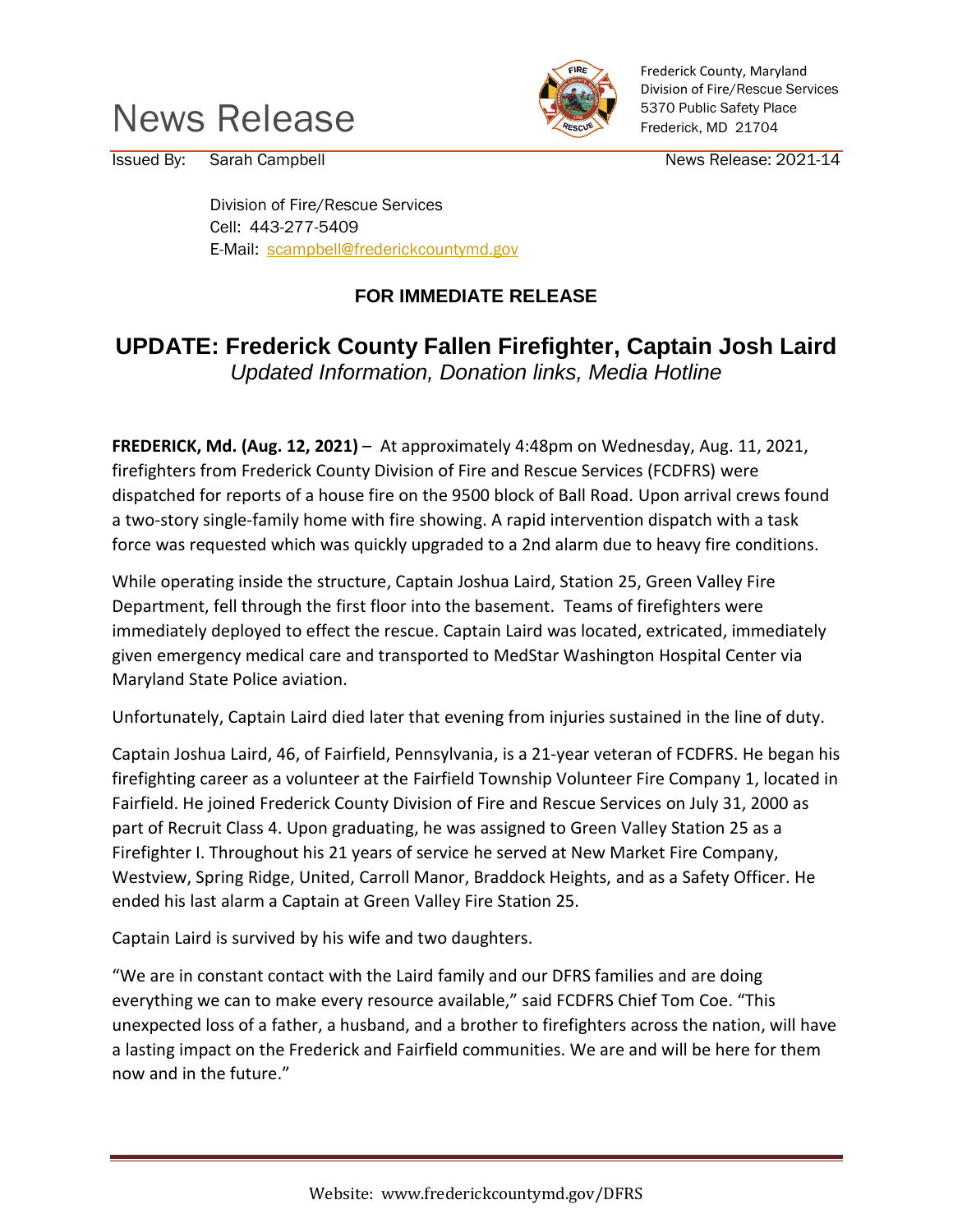# News Release

Frederick County, Maryland
Division of Fire/Rescue Services
5370 Public Safety Place
Frederick, MD 21704

Issued By: Sarah Campbell | News Release: 2021-14

Division of Fire/Rescue Services
Cell: 443-277-5409
E-Mail: scampbell@frederickcountymd.gov

**FOR IMMEDIATE RELEASE**

## UPDATE: Frederick County Fallen Firefighter, Captain Josh Laird

*Updated Information, Donation links, Media Hotline*

**FREDERICK, Md. (Aug. 12, 2021)** – At approximately 4:48pm on Wednesday, Aug. 11, 2021, firefighters from Frederick County Division of Fire and Rescue Services (FCDFRS) were dispatched for reports of a house fire on the 9500 block of Ball Road. Upon arrival crews found a two-story single-family home with fire showing. A rapid intervention dispatch with a task force was requested which was quickly upgraded to a 2nd alarm due to heavy fire conditions.

While operating inside the structure, Captain Joshua Laird, Station 25, Green Valley Fire Department, fell through the first floor into the basement. Teams of firefighters were immediately deployed to effect the rescue. Captain Laird was located, extricated, immediately given emergency medical care and transported to MedStar Washington Hospital Center via Maryland State Police aviation.

Unfortunately, Captain Laird died later that evening from injuries sustained in the line of duty.

Captain Joshua Laird, 46, of Fairfield, Pennsylvania, is a 21-year veteran of FCDFRS. He began his firefighting career as a volunteer at the Fairfield Township Volunteer Fire Company 1, located in Fairfield. He joined Frederick County Division of Fire and Rescue Services on July 31, 2000 as part of Recruit Class 4. Upon graduating, he was assigned to Green Valley Station 25 as a Firefighter I. Throughout his 21 years of service he served at New Market Fire Company, Westview, Spring Ridge, United, Carroll Manor, Braddock Heights, and as a Safety Officer. He ended his last alarm a Captain at Green Valley Fire Station 25.

Captain Laird is survived by his wife and two daughters.

"We are in constant contact with the Laird family and our DFRS families and are doing everything we can to make every resource available," said FCDFRS Chief Tom Coe. "This unexpected loss of a father, a husband, and a brother to firefighters across the nation, will have a lasting impact on the Frederick and Fairfield communities. We are and will be here for them now and in the future."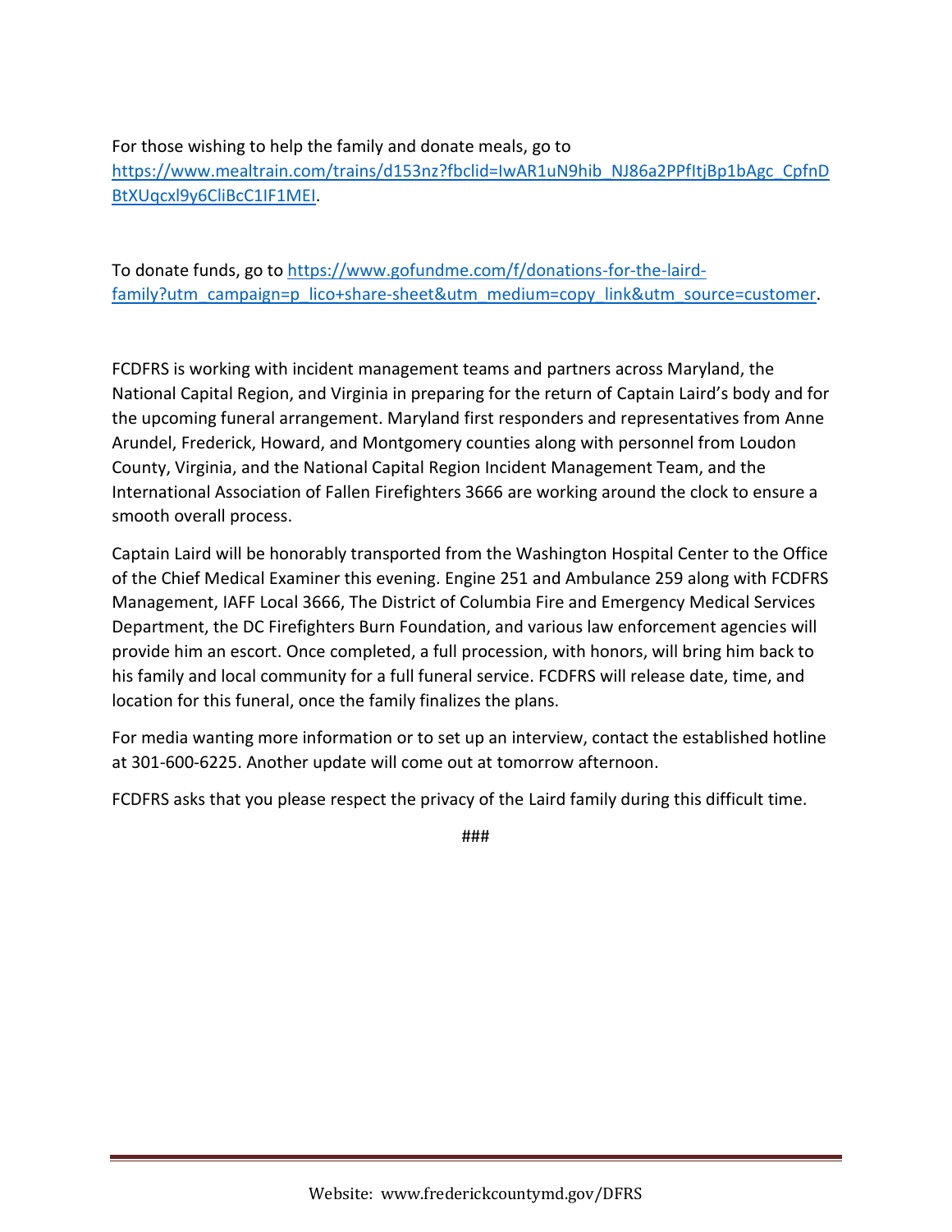For those wishing to help the family and donate meals, go to https://www.mealtrain.com/trains/d153nz?fbclid=IwAR1uN9hib_NJ86a2PPfItjBp1bAgc_CpfnDBtXUqcxl9y6CliBcC1IF1MEI.

To donate funds, go to https://www.gofundme.com/f/donations-for-the-laird-family?utm_campaign=p_lico+share-sheet&utm_medium=copy_link&utm_source=customer.

FCDFRS is working with incident management teams and partners across Maryland, the National Capital Region, and Virginia in preparing for the return of Captain Laird's body and for the upcoming funeral arrangement. Maryland first responders and representatives from Anne Arundel, Frederick, Howard, and Montgomery counties along with personnel from Loudon County, Virginia, and the National Capital Region Incident Management Team, and the International Association of Fallen Firefighters 3666 are working around the clock to ensure a smooth overall process.

Captain Laird will be honorably transported from the Washington Hospital Center to the Office of the Chief Medical Examiner this evening. Engine 251 and Ambulance 259 along with FCDFRS Management, IAFF Local 3666, The District of Columbia Fire and Emergency Medical Services Department, the DC Firefighters Burn Foundation, and various law enforcement agencies will provide him an escort. Once completed, a full procession, with honors, will bring him back to his family and local community for a full funeral service. FCDFRS will release date, time, and location for this funeral, once the family finalizes the plans.

For media wanting more information or to set up an interview, contact the established hotline at 301-600-6225. Another update will come out at tomorrow afternoon.

FCDFRS asks that you please respect the privacy of the Laird family during this difficult time.

###